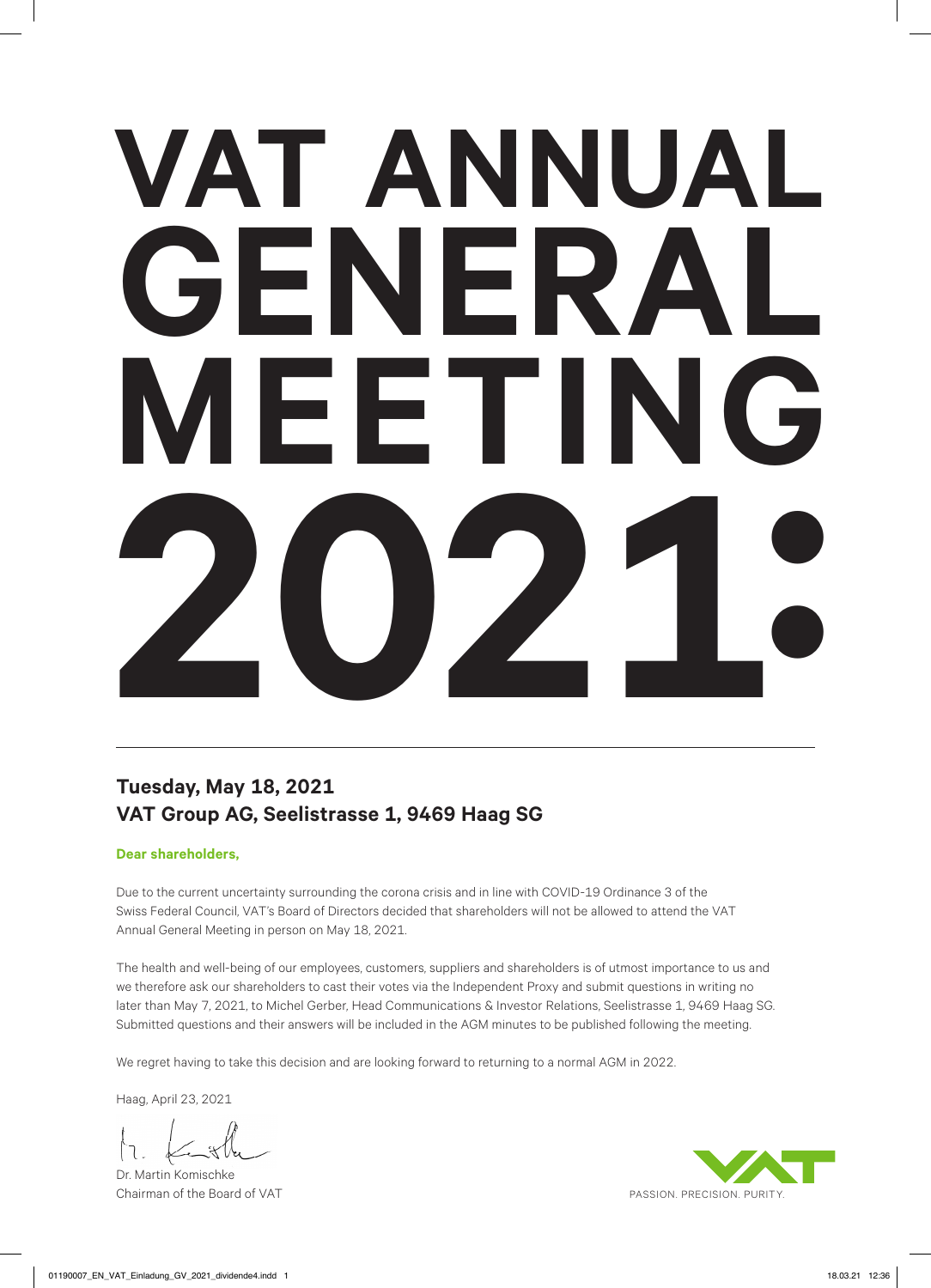# VAT ANNUAL GENERAL MEETING 2021:

**Tuesday, May 18, 2021**
**VAT Group AG, Seelistrasse 1, 9469 Haag SG**

**Dear shareholders,**

Due to the current uncertainty surrounding the corona crisis and in line with COVID-19 Ordinance 3 of the Swiss Federal Council, VAT's Board of Directors decided that shareholders will not be allowed to attend the VAT Annual General Meeting in person on May 18, 2021.

The health and well-being of our employees, customers, suppliers and shareholders is of utmost importance to us and we therefore ask our shareholders to cast their votes via the Independent Proxy and submit questions in writing no later than May 7, 2021, to Michel Gerber, Head Communications & Investor Relations, Seelistrasse 1, 9469 Haag SG. Submitted questions and their answers will be included in the AGM minutes to be published following the meeting.

We regret having to take this decision and are looking forward to returning to a normal AGM in 2022.

Haag, April 23, 2021

Dr. Martin Komischke
Chairman of the Board of VAT

PASSION. PRECISION. PURITY.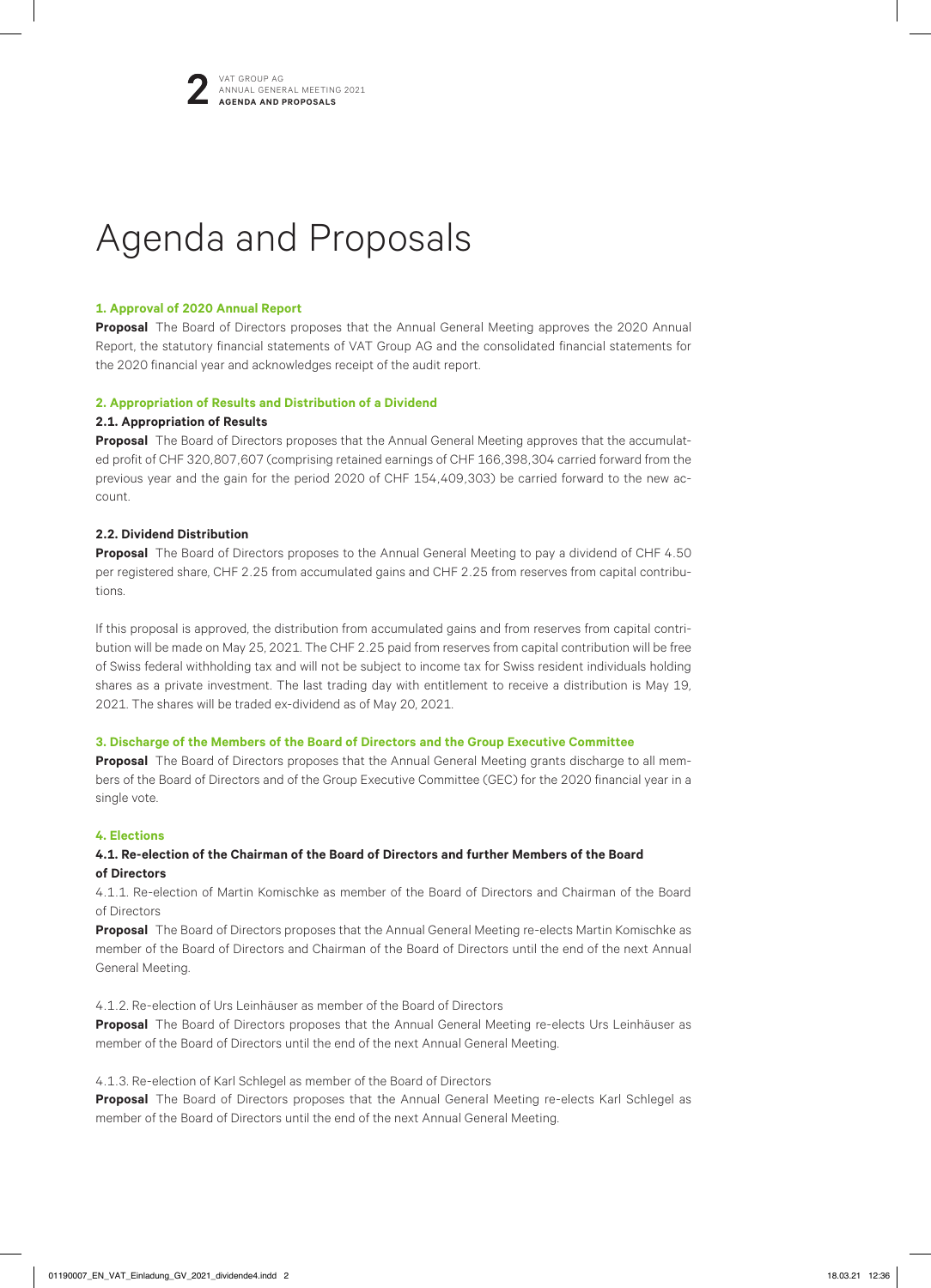# Agenda and Proposals

### 1. Approval of 2020 Annual Report

**Proposal** The Board of Directors proposes that the Annual General Meeting approves the 2020 Annual Report, the statutory financial statements of VAT Group AG and the consolidated financial statements for the 2020 financial year and acknowledges receipt of the audit report.

### 2. Appropriation of Results and Distribution of a Dividend

#### 2.1. Appropriation of Results

**Proposal** The Board of Directors proposes that the Annual General Meeting approves that the accumulated profit of CHF 320,807,607 (comprising retained earnings of CHF 166,398,304 carried forward from the previous year and the gain for the period 2020 of CHF 154,409,303) be carried forward to the new account.

#### 2.2. Dividend Distribution

**Proposal** The Board of Directors proposes to the Annual General Meeting to pay a dividend of CHF 4.50 per registered share, CHF 2.25 from accumulated gains and CHF 2.25 from reserves from capital contributions.

If this proposal is approved, the distribution from accumulated gains and from reserves from capital contribution will be made on May 25, 2021. The CHF 2.25 paid from reserves from capital contribution will be free of Swiss federal withholding tax and will not be subject to income tax for Swiss resident individuals holding shares as a private investment. The last trading day with entitlement to receive a distribution is May 19, 2021. The shares will be traded ex-dividend as of May 20, 2021.

### 3. Discharge of the Members of the Board of Directors and the Group Executive Committee

**Proposal** The Board of Directors proposes that the Annual General Meeting grants discharge to all members of the Board of Directors and of the Group Executive Committee (GEC) for the 2020 financial year in a single vote.

### 4. Elections

#### 4.1. Re-election of the Chairman of the Board of Directors and further Members of the Board of Directors

4.1.1. Re-election of Martin Komischke as member of the Board of Directors and Chairman of the Board of Directors

**Proposal** The Board of Directors proposes that the Annual General Meeting re-elects Martin Komischke as member of the Board of Directors and Chairman of the Board of Directors until the end of the next Annual General Meeting.

4.1.2. Re-election of Urs Leinhäuser as member of the Board of Directors

**Proposal** The Board of Directors proposes that the Annual General Meeting re-elects Urs Leinhäuser as member of the Board of Directors until the end of the next Annual General Meeting.

4.1.3. Re-election of Karl Schlegel as member of the Board of Directors

**Proposal** The Board of Directors proposes that the Annual General Meeting re-elects Karl Schlegel as member of the Board of Directors until the end of the next Annual General Meeting.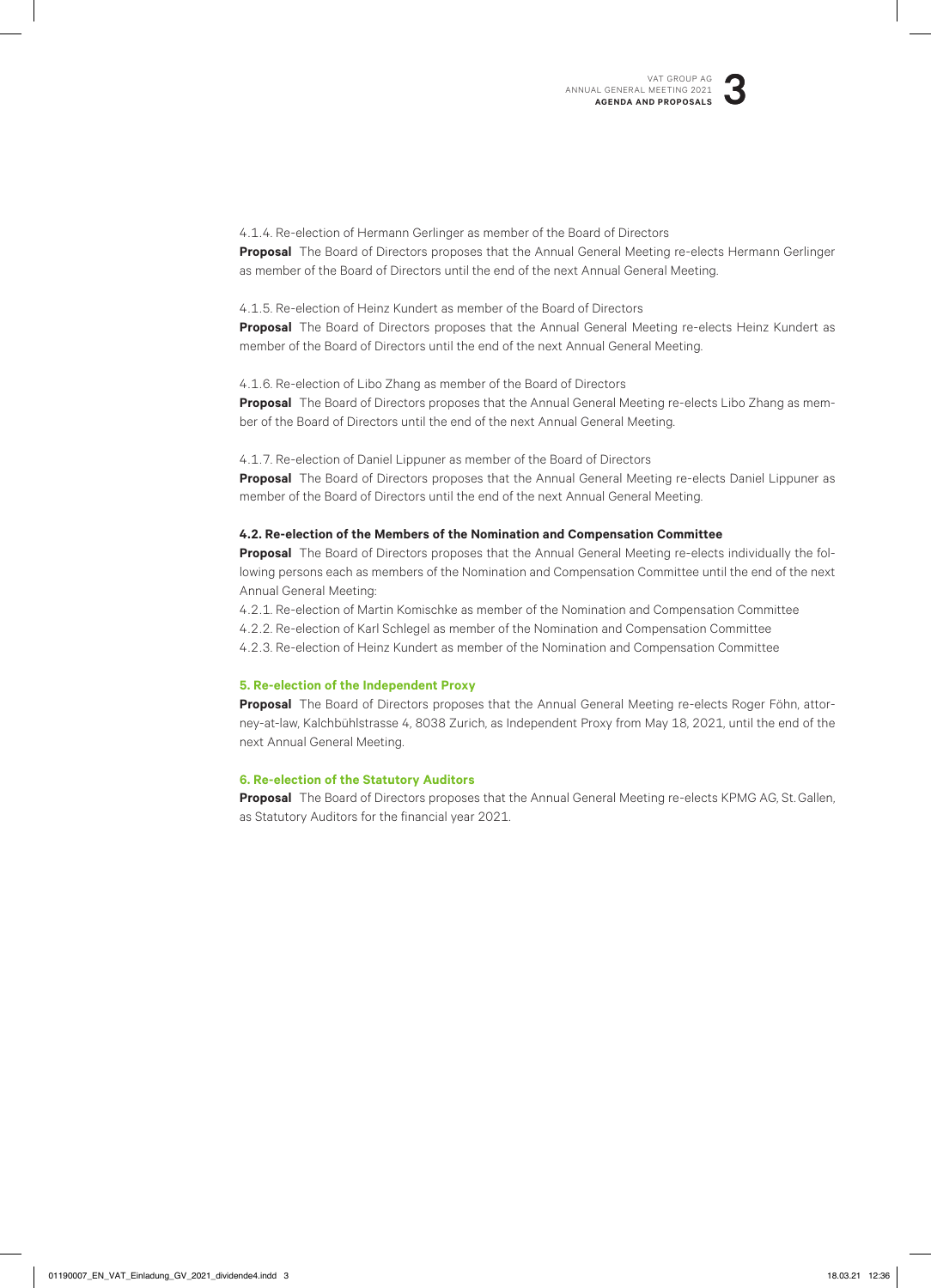4.1.4. Re-election of Hermann Gerlinger as member of the Board of Directors

**Proposal** The Board of Directors proposes that the Annual General Meeting re-elects Hermann Gerlinger as member of the Board of Directors until the end of the next Annual General Meeting.

4.1.5. Re-election of Heinz Kundert as member of the Board of Directors

**Proposal** The Board of Directors proposes that the Annual General Meeting re-elects Heinz Kundert as member of the Board of Directors until the end of the next Annual General Meeting.

4.1.6. Re-election of Libo Zhang as member of the Board of Directors

**Proposal** The Board of Directors proposes that the Annual General Meeting re-elects Libo Zhang as member of the Board of Directors until the end of the next Annual General Meeting.

4.1.7. Re-election of Daniel Lippuner as member of the Board of Directors

**Proposal** The Board of Directors proposes that the Annual General Meeting re-elects Daniel Lippuner as member of the Board of Directors until the end of the next Annual General Meeting.

### 4.2. Re-election of the Members of the Nomination and Compensation Committee

**Proposal** The Board of Directors proposes that the Annual General Meeting re-elects individually the following persons each as members of the Nomination and Compensation Committee until the end of the next Annual General Meeting:

4.2.1. Re-election of Martin Komischke as member of the Nomination and Compensation Committee

4.2.2. Re-election of Karl Schlegel as member of the Nomination and Compensation Committee

4.2.3. Re-election of Heinz Kundert as member of the Nomination and Compensation Committee

## 5. Re-election of the Independent Proxy

**Proposal** The Board of Directors proposes that the Annual General Meeting re-elects Roger Föhn, attorney-at-law, Kalchbühlstrasse 4, 8038 Zurich, as Independent Proxy from May 18, 2021, until the end of the next Annual General Meeting.

## 6. Re-election of the Statutory Auditors

**Proposal** The Board of Directors proposes that the Annual General Meeting re-elects KPMG AG, St. Gallen, as Statutory Auditors for the financial year 2021.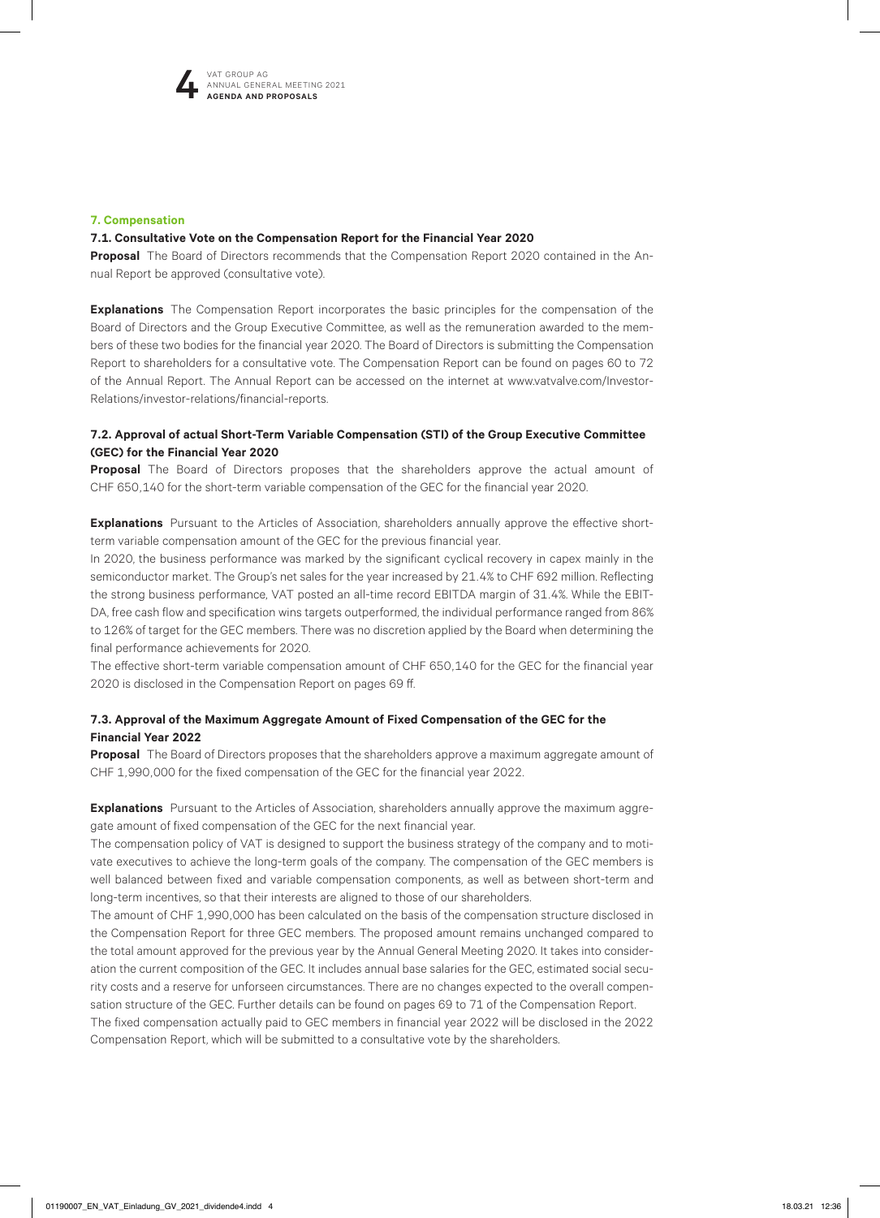## 7. Compensation

### 7.1. Consultative Vote on the Compensation Report for the Financial Year 2020

**Proposal** The Board of Directors recommends that the Compensation Report 2020 contained in the Annual Report be approved (consultative vote).

**Explanations** The Compensation Report incorporates the basic principles for the compensation of the Board of Directors and the Group Executive Committee, as well as the remuneration awarded to the members of these two bodies for the financial year 2020. The Board of Directors is submitting the Compensation Report to shareholders for a consultative vote. The Compensation Report can be found on pages 60 to 72 of the Annual Report. The Annual Report can be accessed on the internet at www.vatvalve.com/Investor-Relations/investor-relations/financial-reports.

### 7.2. Approval of actual Short-Term Variable Compensation (STI) of the Group Executive Committee (GEC) for the Financial Year 2020

**Proposal** The Board of Directors proposes that the shareholders approve the actual amount of CHF 650,140 for the short-term variable compensation of the GEC for the financial year 2020.

**Explanations** Pursuant to the Articles of Association, shareholders annually approve the effective short-term variable compensation amount of the GEC for the previous financial year.
In 2020, the business performance was marked by the significant cyclical recovery in capex mainly in the semiconductor market. The Group's net sales for the year increased by 21.4% to CHF 692 million. Reflecting the strong business performance, VAT posted an all-time record EBITDA margin of 31.4%. While the EBITDA, free cash flow and specification wins targets outperformed, the individual performance ranged from 86% to 126% of target for the GEC members. There was no discretion applied by the Board when determining the final performance achievements for 2020.
The effective short-term variable compensation amount of CHF 650,140 for the GEC for the financial year 2020 is disclosed in the Compensation Report on pages 69 ff.

### 7.3. Approval of the Maximum Aggregate Amount of Fixed Compensation of the GEC for the Financial Year 2022

**Proposal** The Board of Directors proposes that the shareholders approve a maximum aggregate amount of CHF 1,990,000 for the fixed compensation of the GEC for the financial year 2022.

**Explanations** Pursuant to the Articles of Association, shareholders annually approve the maximum aggregate amount of fixed compensation of the GEC for the next financial year.
The compensation policy of VAT is designed to support the business strategy of the company and to motivate executives to achieve the long-term goals of the company. The compensation of the GEC members is well balanced between fixed and variable compensation components, as well as between short-term and long-term incentives, so that their interests are aligned to those of our shareholders.
The amount of CHF 1,990,000 has been calculated on the basis of the compensation structure disclosed in the Compensation Report for three GEC members. The proposed amount remains unchanged compared to the total amount approved for the previous year by the Annual General Meeting 2020. It takes into consideration the current composition of the GEC. It includes annual base salaries for the GEC, estimated social security costs and a reserve for unforseen circumstances. There are no changes expected to the overall compensation structure of the GEC. Further details can be found on pages 69 to 71 of the Compensation Report.
The fixed compensation actually paid to GEC members in financial year 2022 will be disclosed in the 2022 Compensation Report, which will be submitted to a consultative vote by the shareholders.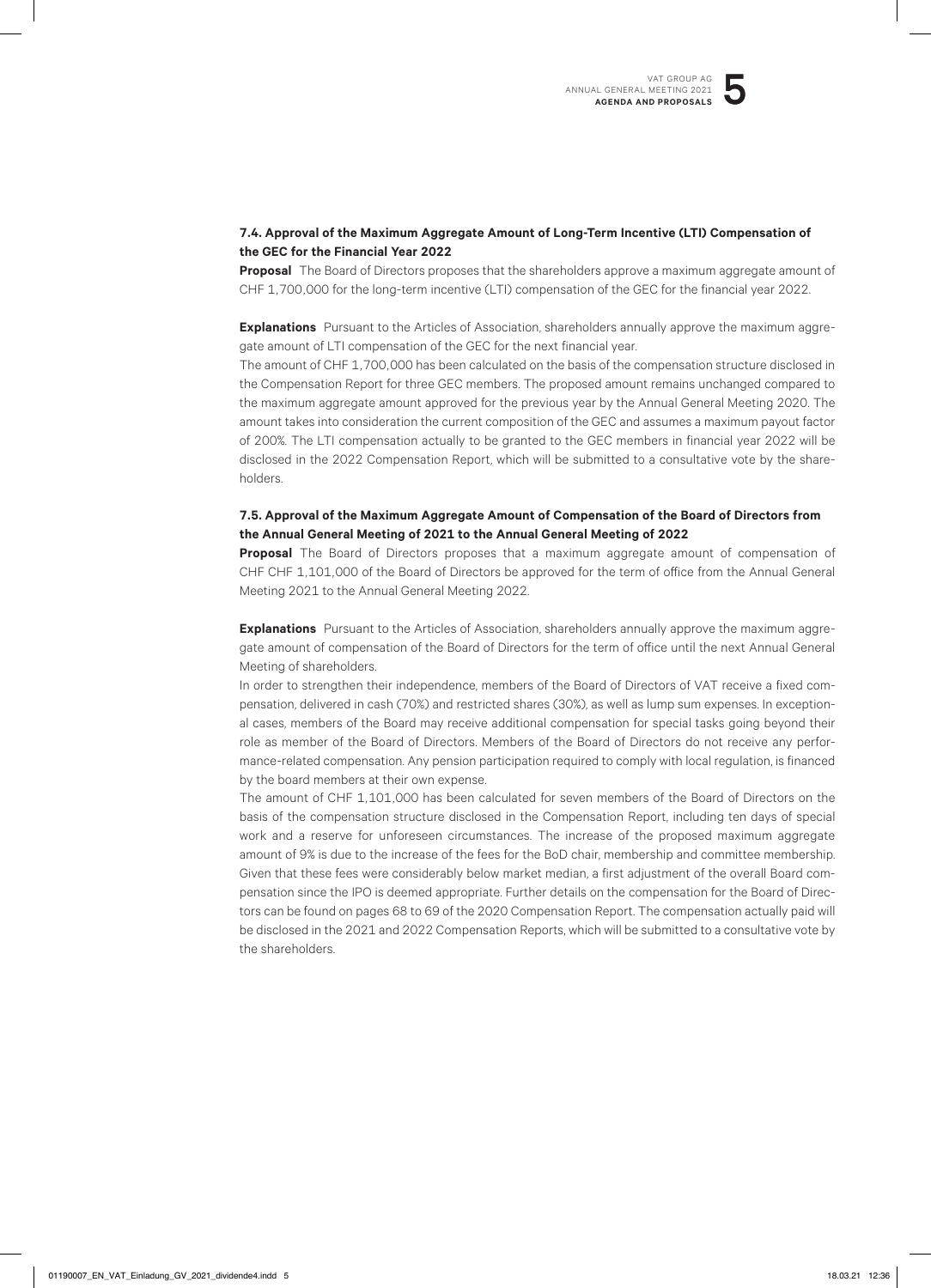### 7.4. Approval of the Maximum Aggregate Amount of Long-Term Incentive (LTI) Compensation of the GEC for the Financial Year 2022

**Proposal** The Board of Directors proposes that the shareholders approve a maximum aggregate amount of CHF 1,700,000 for the long-term incentive (LTI) compensation of the GEC for the financial year 2022.

**Explanations** Pursuant to the Articles of Association, shareholders annually approve the maximum aggregate amount of LTI compensation of the GEC for the next financial year.

The amount of CHF 1,700,000 has been calculated on the basis of the compensation structure disclosed in the Compensation Report for three GEC members. The proposed amount remains unchanged compared to the maximum aggregate amount approved for the previous year by the Annual General Meeting 2020. The amount takes into consideration the current composition of the GEC and assumes a maximum payout factor of 200%. The LTI compensation actually to be granted to the GEC members in financial year 2022 will be disclosed in the 2022 Compensation Report, which will be submitted to a consultative vote by the shareholders.

### 7.5. Approval of the Maximum Aggregate Amount of Compensation of the Board of Directors from the Annual General Meeting of 2021 to the Annual General Meeting of 2022

**Proposal** The Board of Directors proposes that a maximum aggregate amount of compensation of CHF CHF 1,101,000 of the Board of Directors be approved for the term of office from the Annual General Meeting 2021 to the Annual General Meeting 2022.

**Explanations** Pursuant to the Articles of Association, shareholders annually approve the maximum aggregate amount of compensation of the Board of Directors for the term of office until the next Annual General Meeting of shareholders.

In order to strengthen their independence, members of the Board of Directors of VAT receive a fixed compensation, delivered in cash (70%) and restricted shares (30%), as well as lump sum expenses. In exceptional cases, members of the Board may receive additional compensation for special tasks going beyond their role as member of the Board of Directors. Members of the Board of Directors do not receive any performance-related compensation. Any pension participation required to comply with local regulation, is financed by the board members at their own expense.

The amount of CHF 1,101,000 has been calculated for seven members of the Board of Directors on the basis of the compensation structure disclosed in the Compensation Report, including ten days of special work and a reserve for unforeseen circumstances. The increase of the proposed maximum aggregate amount of 9% is due to the increase of the fees for the BoD chair, membership and committee membership. Given that these fees were considerably below market median, a first adjustment of the overall Board compensation since the IPO is deemed appropriate. Further details on the compensation for the Board of Directors can be found on pages 68 to 69 of the 2020 Compensation Report. The compensation actually paid will be disclosed in the 2021 and 2022 Compensation Reports, which will be submitted to a consultative vote by the shareholders.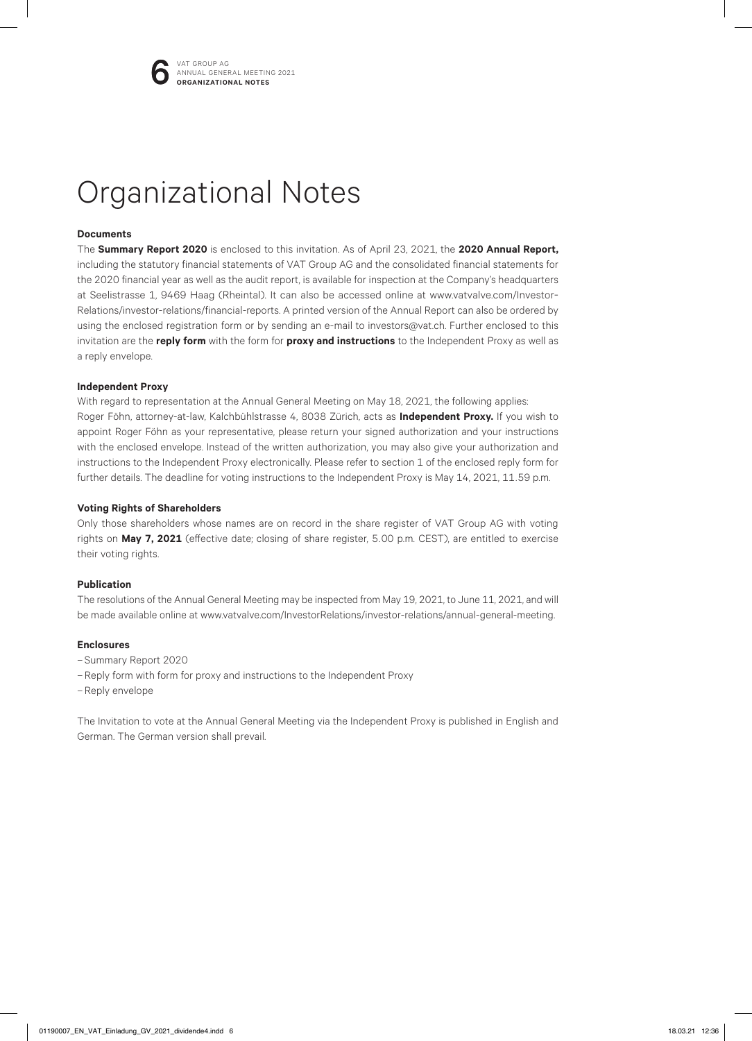# Organizational Notes

### Documents

The **Summary Report 2020** is enclosed to this invitation. As of April 23, 2021, the **2020 Annual Report,** including the statutory financial statements of VAT Group AG and the consolidated financial statements for the 2020 financial year as well as the audit report, is available for inspection at the Company's headquarters at Seelistrasse 1, 9469 Haag (Rheintal). It can also be accessed online at www.vatvalve.com/Investor-Relations/investor-relations/financial-reports. A printed version of the Annual Report can also be ordered by using the enclosed registration form or by sending an e-mail to investors@vat.ch. Further enclosed to this invitation are the **reply form** with the form for **proxy and instructions** to the Independent Proxy as well as a reply envelope.

### Independent Proxy

With regard to representation at the Annual General Meeting on May 18, 2021, the following applies: Roger Föhn, attorney-at-law, Kalchbühlstrasse 4, 8038 Zürich, acts as **Independent Proxy.** If you wish to appoint Roger Föhn as your representative, please return your signed authorization and your instructions with the enclosed envelope. Instead of the written authorization, you may also give your authorization and instructions to the Independent Proxy electronically. Please refer to section 1 of the enclosed reply form for further details. The deadline for voting instructions to the Independent Proxy is May 14, 2021, 11.59 p.m.

### Voting Rights of Shareholders

Only those shareholders whose names are on record in the share register of VAT Group AG with voting rights on **May 7, 2021** (effective date; closing of share register, 5.00 p.m. CEST), are entitled to exercise their voting rights.

### Publication

The resolutions of the Annual General Meeting may be inspected from May 19, 2021, to June 11, 2021, and will be made available online at www.vatvalve.com/InvestorRelations/investor-relations/annual-general-meeting.

### Enclosures

- Summary Report 2020
- Reply form with form for proxy and instructions to the Independent Proxy
- Reply envelope

The Invitation to vote at the Annual General Meeting via the Independent Proxy is published in English and German. The German version shall prevail.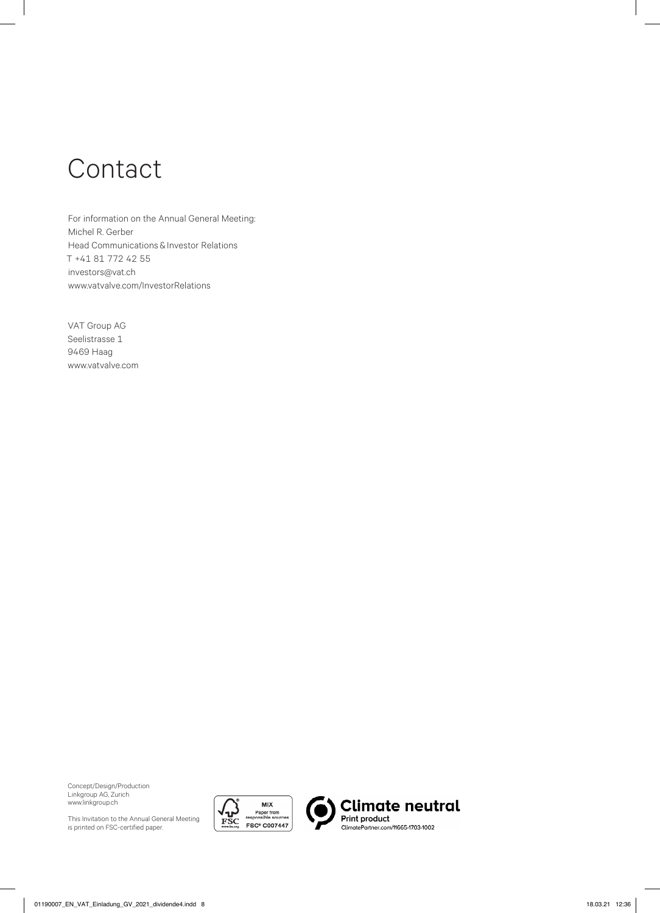# Contact

For information on the Annual General Meeting:
Michel R. Gerber
Head Communications & Investor Relations
T +41 81 772 42 55
investors@vat.ch
www.vatvalve.com/InvestorRelations

VAT Group AG
Seelistrasse 1
9469 Haag
www.vatvalve.com

Concept/Design/Production
Linkgroup AG, Zurich
www.linkgroup.ch

This Invitation to the Annual General Meeting is printed on FSC-certified paper.

MIX
Paper from responsible sources
FSC® C007447

Climate neutral
Print product
ClimatePartner.com/11665-1703-1002